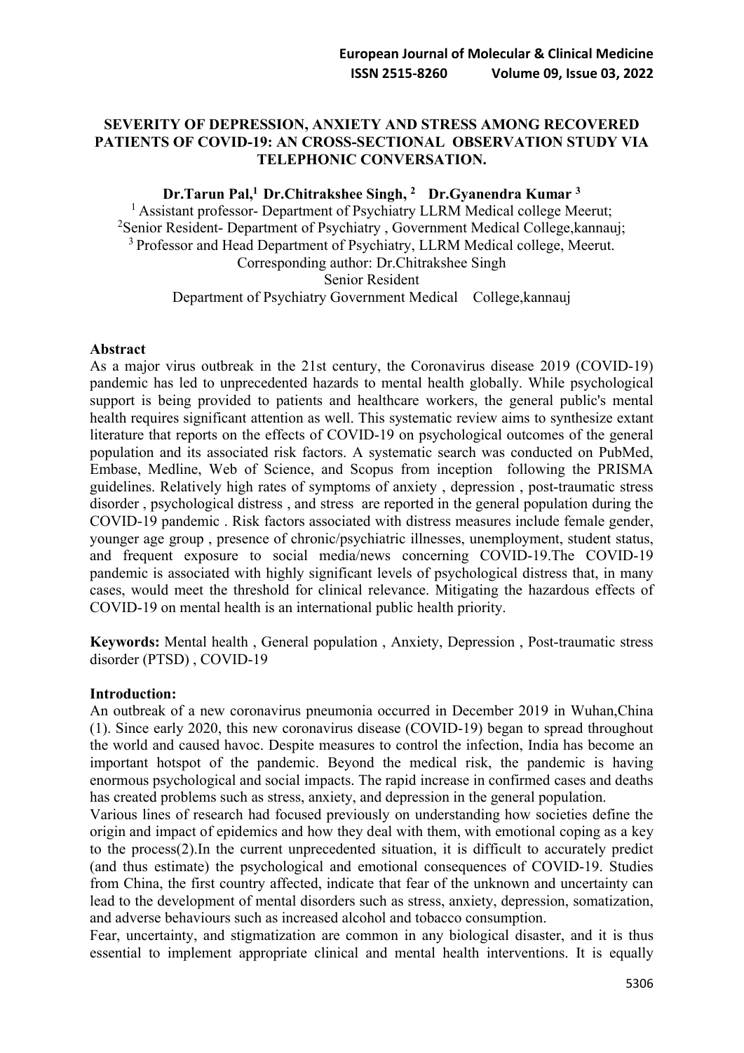# SEVERITY OF DEPRESSION, ANXIETY AND STRESS AMONG RECOVERED PATIENTS OF COVID-19: AN CROSS-SECTIONAL OBSERVATION STUDY VIA TELEPHONIC CONVERSATION.

**Dr.Tarun Pal,[1] Dr.Chitrakshee Singh, [2] Dr.Gyanendra Kumar [3]**

[1] Assistant professor- Department of Psychiatry LLRM Medical college Meerut;
[2]Senior Resident- Department of Psychiatry , Government Medical College,kannauj;
[3] Professor and Head Department of Psychiatry, LLRM Medical college, Meerut.
Corresponding author: Dr.Chitrakshee Singh
Senior Resident
Department of Psychiatry Government Medical College,kannauj

**Abstract**

As a major virus outbreak in the 21st century, the Coronavirus disease 2019 (COVID-19) pandemic has led to unprecedented hazards to mental health globally. While psychological support is being provided to patients and healthcare workers, the general public's mental health requires significant attention as well. This systematic review aims to synthesize extant literature that reports on the effects of COVID-19 on psychological outcomes of the general population and its associated risk factors. A systematic search was conducted on PubMed, Embase, Medline, Web of Science, and Scopus from inception following the PRISMA guidelines. Relatively high rates of symptoms of anxiety , depression , post-traumatic stress disorder , psychological distress , and stress are reported in the general population during the COVID-19 pandemic . Risk factors associated with distress measures include female gender, younger age group , presence of chronic/psychiatric illnesses, unemployment, student status, and frequent exposure to social media/news concerning COVID-19.The COVID-19 pandemic is associated with highly significant levels of psychological distress that, in many cases, would meet the threshold for clinical relevance. Mitigating the hazardous effects of COVID-19 on mental health is an international public health priority.

**Keywords:** Mental health , General population , Anxiety, Depression , Post-traumatic stress disorder (PTSD) , COVID-19

**Introduction:**

An outbreak of a new coronavirus pneumonia occurred in December 2019 in Wuhan,China (1). Since early 2020, this new coronavirus disease (COVID-19) began to spread throughout the world and caused havoc. Despite measures to control the infection, India has become an important hotspot of the pandemic. Beyond the medical risk, the pandemic is having enormous psychological and social impacts. The rapid increase in confirmed cases and deaths has created problems such as stress, anxiety, and depression in the general population.

Various lines of research had focused previously on understanding how societies define the origin and impact of epidemics and how they deal with them, with emotional coping as a key to the process(2).In the current unprecedented situation, it is difficult to accurately predict (and thus estimate) the psychological and emotional consequences of COVID-19. Studies from China, the first country affected, indicate that fear of the unknown and uncertainty can lead to the development of mental disorders such as stress, anxiety, depression, somatization, and adverse behaviours such as increased alcohol and tobacco consumption.

Fear, uncertainty, and stigmatization are common in any biological disaster, and it is thus essential to implement appropriate clinical and mental health interventions. It is equally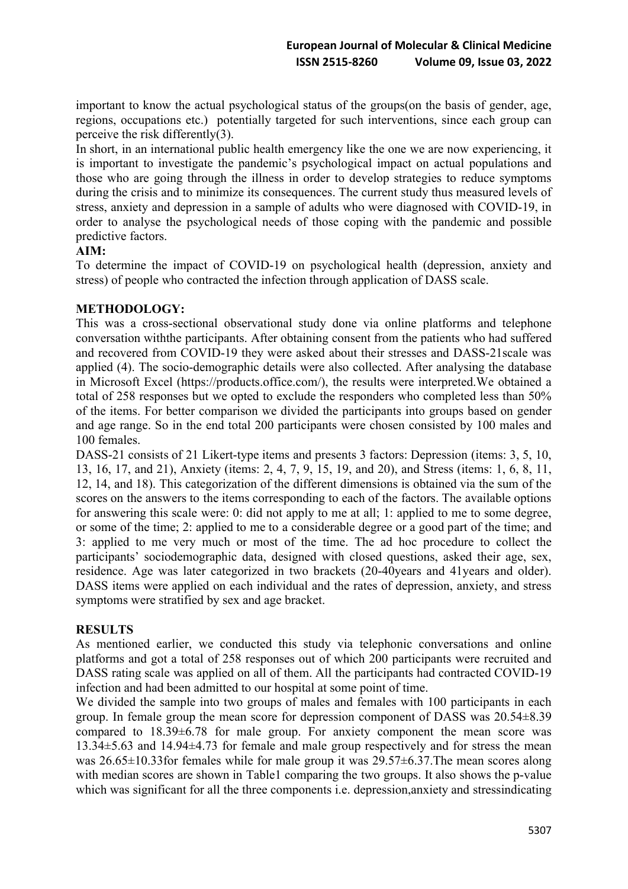important to know the actual psychological status of the groups(on the basis of gender, age, regions, occupations etc.) potentially targeted for such interventions, since each group can perceive the risk differently(3).

In short, in an international public health emergency like the one we are now experiencing, it is important to investigate the pandemic's psychological impact on actual populations and those who are going through the illness in order to develop strategies to reduce symptoms during the crisis and to minimize its consequences. The current study thus measured levels of stress, anxiety and depression in a sample of adults who were diagnosed with COVID-19, in order to analyse the psychological needs of those coping with the pandemic and possible predictive factors.

## AIM:

To determine the impact of COVID-19 on psychological health (depression, anxiety and stress) of people who contracted the infection through application of DASS scale.

## METHODOLOGY:

This was a cross-sectional observational study done via online platforms and telephone conversation withthe participants. After obtaining consent from the patients who had suffered and recovered from COVID-19 they were asked about their stresses and DASS-21scale was applied (4). The socio-demographic details were also collected. After analysing the database in Microsoft Excel (https://products.office.com/), the results were interpreted.We obtained a total of 258 responses but we opted to exclude the responders who completed less than 50% of the items. For better comparison we divided the participants into groups based on gender and age range. So in the end total 200 participants were chosen consisted by 100 males and 100 females.

DASS-21 consists of 21 Likert-type items and presents 3 factors: Depression (items: 3, 5, 10, 13, 16, 17, and 21), Anxiety (items: 2, 4, 7, 9, 15, 19, and 20), and Stress (items: 1, 6, 8, 11, 12, 14, and 18). This categorization of the different dimensions is obtained via the sum of the scores on the answers to the items corresponding to each of the factors. The available options for answering this scale were: 0: did not apply to me at all; 1: applied to me to some degree, or some of the time; 2: applied to me to a considerable degree or a good part of the time; and 3: applied to me very much or most of the time. The ad hoc procedure to collect the participants' sociodemographic data, designed with closed questions, asked their age, sex, residence. Age was later categorized in two brackets (20-40years and 41years and older). DASS items were applied on each individual and the rates of depression, anxiety, and stress symptoms were stratified by sex and age bracket.

## RESULTS

As mentioned earlier, we conducted this study via telephonic conversations and online platforms and got a total of 258 responses out of which 200 participants were recruited and DASS rating scale was applied on all of them. All the participants had contracted COVID-19 infection and had been admitted to our hospital at some point of time.

We divided the sample into two groups of males and females with 100 participants in each group. In female group the mean score for depression component of DASS was 20.54±8.39 compared to 18.39±6.78 for male group. For anxiety component the mean score was 13.34±5.63 and 14.94±4.73 for female and male group respectively and for stress the mean was 26.65±10.33for females while for male group it was 29.57±6.37.The mean scores along with median scores are shown in Table1 comparing the two groups. It also shows the p-value which was significant for all the three components i.e. depression,anxiety and stressindicating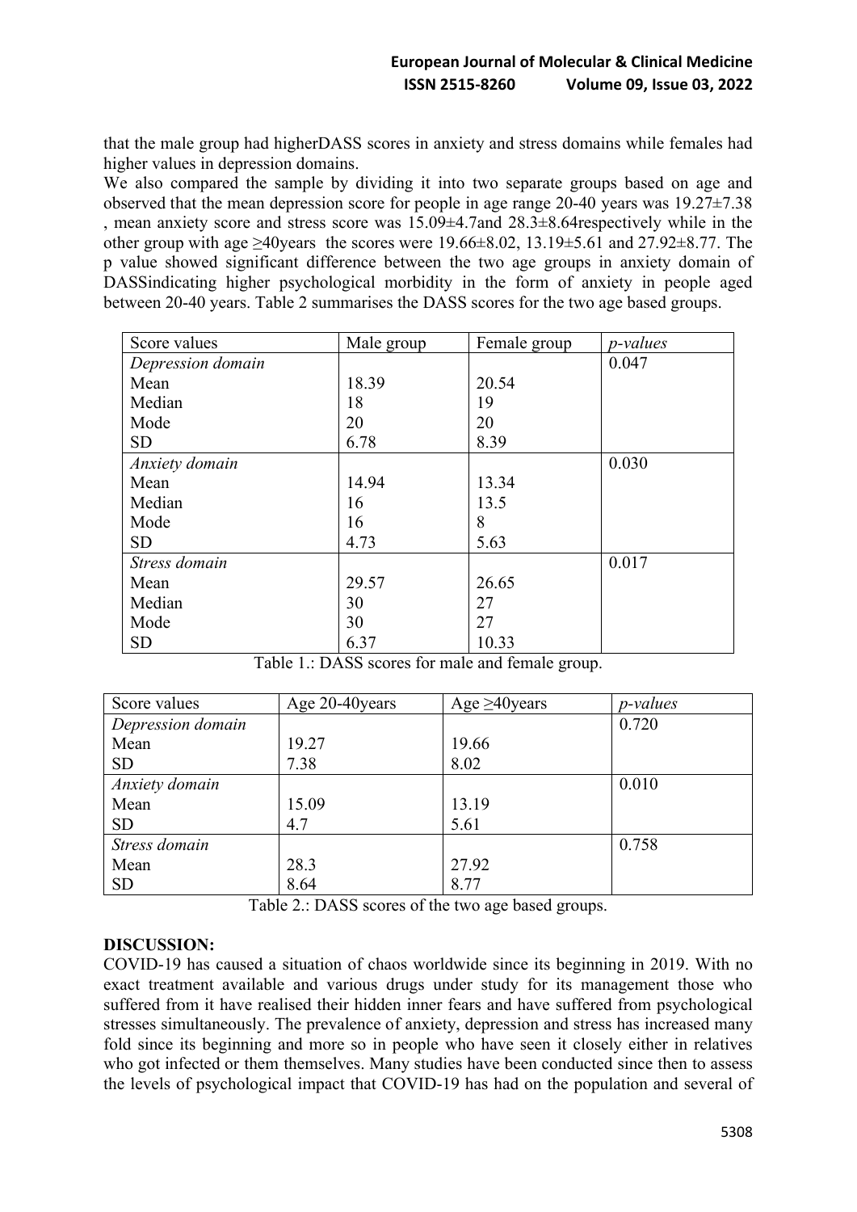that the male group had higherDASS scores in anxiety and stress domains while females had higher values in depression domains.

We also compared the sample by dividing it into two separate groups based on age and observed that the mean depression score for people in age range 20-40 years was 19.27±7.38 , mean anxiety score and stress score was 15.09±4.7and 28.3±8.64respectively while in the other group with age ≥40years the scores were 19.66±8.02, 13.19±5.61 and 27.92±8.77. The p value showed significant difference between the two age groups in anxiety domain of DASSindicating higher psychological morbidity in the form of anxiety in people aged between 20-40 years. Table 2 summarises the DASS scores for the two age based groups.

| Score values | Male group | Female group | *p-values* |
|---|---|---|---|
| *Depression domain* | | | 0.047 |
| Mean | 18.39 | 20.54 | |
| Median | 18 | 19 | |
| Mode | 20 | 20 | |
| SD | 6.78 | 8.39 | |
| *Anxiety domain* | | | 0.030 |
| Mean | 14.94 | 13.34 | |
| Median | 16 | 13.5 | |
| Mode | 16 | 8 | |
| SD | 4.73 | 5.63 | |
| *Stress domain* | | | 0.017 |
| Mean | 29.57 | 26.65 | |
| Median | 30 | 27 | |
| Mode | 30 | 27 | |
| SD | 6.37 | 10.33 | |

Table 1.: DASS scores for male and female group.

| Score values | Age 20-40years | Age ≥40years | *p-values* |
|---|---|---|---|
| *Depression domain* | | | 0.720 |
| Mean | 19.27 | 19.66 | |
| SD | 7.38 | 8.02 | |
| *Anxiety domain* | | | 0.010 |
| Mean | 15.09 | 13.19 | |
| SD | 4.7 | 5.61 | |
| *Stress domain* | | | 0.758 |
| Mean | 28.3 | 27.92 | |
| SD | 8.64 | 8.77 | |

Table 2.: DASS scores of the two age based groups.

## DISCUSSION:

COVID-19 has caused a situation of chaos worldwide since its beginning in 2019. With no exact treatment available and various drugs under study for its management those who suffered from it have realised their hidden inner fears and have suffered from psychological stresses simultaneously. The prevalence of anxiety, depression and stress has increased many fold since its beginning and more so in people who have seen it closely either in relatives who got infected or them themselves. Many studies have been conducted since then to assess the levels of psychological impact that COVID-19 has had on the population and several of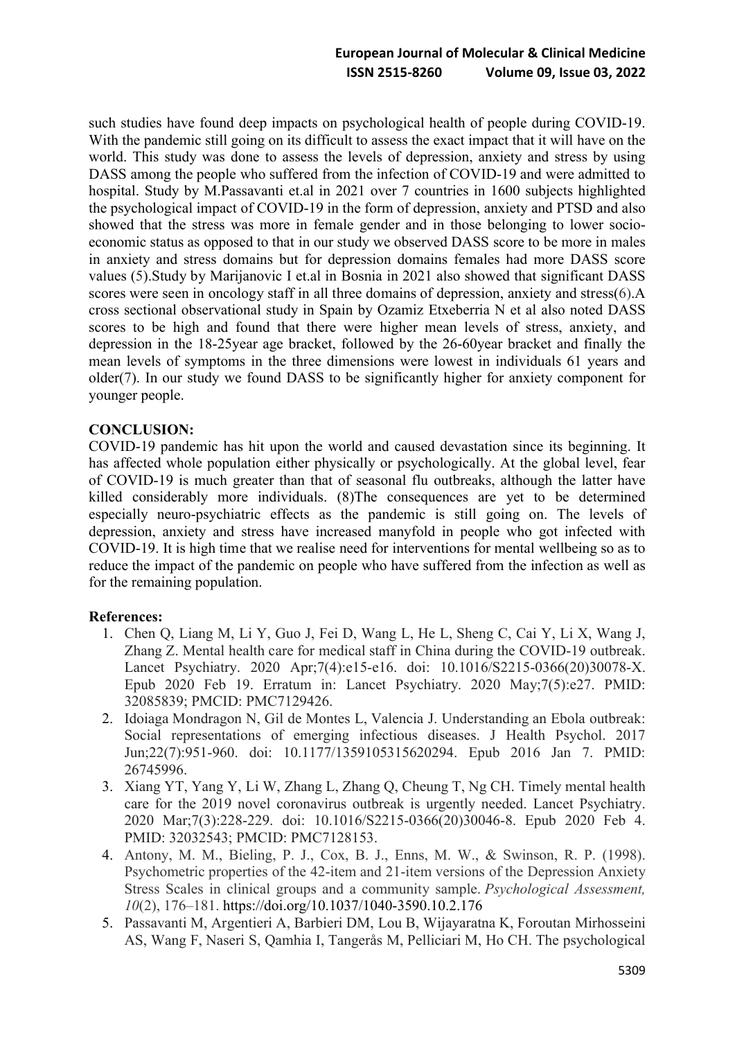such studies have found deep impacts on psychological health of people during COVID-19. With the pandemic still going on its difficult to assess the exact impact that it will have on the world. This study was done to assess the levels of depression, anxiety and stress by using DASS among the people who suffered from the infection of COVID-19 and were admitted to hospital. Study by M.Passavanti et.al in 2021 over 7 countries in 1600 subjects highlighted the psychological impact of COVID-19 in the form of depression, anxiety and PTSD and also showed that the stress was more in female gender and in those belonging to lower socio-economic status as opposed to that in our study we observed DASS score to be more in males in anxiety and stress domains but for depression domains females had more DASS score values (5).Study by Marijanovic I et.al in Bosnia in 2021 also showed that significant DASS scores were seen in oncology staff in all three domains of depression, anxiety and stress(6).A cross sectional observational study in Spain by Ozamiz Etxeberria N et al also noted DASS scores to be high and found that there were higher mean levels of stress, anxiety, and depression in the 18-25year age bracket, followed by the 26-60year bracket and finally the mean levels of symptoms in the three dimensions were lowest in individuals 61 years and older(7). In our study we found DASS to be significantly higher for anxiety component for younger people.

**CONCLUSION:**

COVID-19 pandemic has hit upon the world and caused devastation since its beginning. It has affected whole population either physically or psychologically. At the global level, fear of COVID-19 is much greater than that of seasonal flu outbreaks, although the latter have killed considerably more individuals. (8)The consequences are yet to be determined especially neuro-psychiatric effects as the pandemic is still going on. The levels of depression, anxiety and stress have increased manyfold in people who got infected with COVID-19. It is high time that we realise need for interventions for mental wellbeing so as to reduce the impact of the pandemic on people who have suffered from the infection as well as for the remaining population.

**References:**

1. Chen Q, Liang M, Li Y, Guo J, Fei D, Wang L, He L, Sheng C, Cai Y, Li X, Wang J, Zhang Z. Mental health care for medical staff in China during the COVID-19 outbreak. Lancet Psychiatry. 2020 Apr;7(4):e15-e16. doi: 10.1016/S2215-0366(20)30078-X. Epub 2020 Feb 19. Erratum in: Lancet Psychiatry. 2020 May;7(5):e27. PMID: 32085839; PMCID: PMC7129426.
2. Idoiaga Mondragon N, Gil de Montes L, Valencia J. Understanding an Ebola outbreak: Social representations of emerging infectious diseases. J Health Psychol. 2017 Jun;22(7):951-960. doi: 10.1177/1359105315620294. Epub 2016 Jan 7. PMID: 26745996.
3. Xiang YT, Yang Y, Li W, Zhang L, Zhang Q, Cheung T, Ng CH. Timely mental health care for the 2019 novel coronavirus outbreak is urgently needed. Lancet Psychiatry. 2020 Mar;7(3):228-229. doi: 10.1016/S2215-0366(20)30046-8. Epub 2020 Feb 4. PMID: 32032543; PMCID: PMC7128153.
4. Antony, M. M., Bieling, P. J., Cox, B. J., Enns, M. W., & Swinson, R. P. (1998). Psychometric properties of the 42-item and 21-item versions of the Depression Anxiety Stress Scales in clinical groups and a community sample. *Psychological Assessment, 10*(2), 176–181. https://doi.org/10.1037/1040-3590.10.2.176
5. Passavanti M, Argentieri A, Barbieri DM, Lou B, Wijayaratna K, Foroutan Mirhosseini AS, Wang F, Naseri S, Qamhia I, Tangerås M, Pelliciari M, Ho CH. The psychological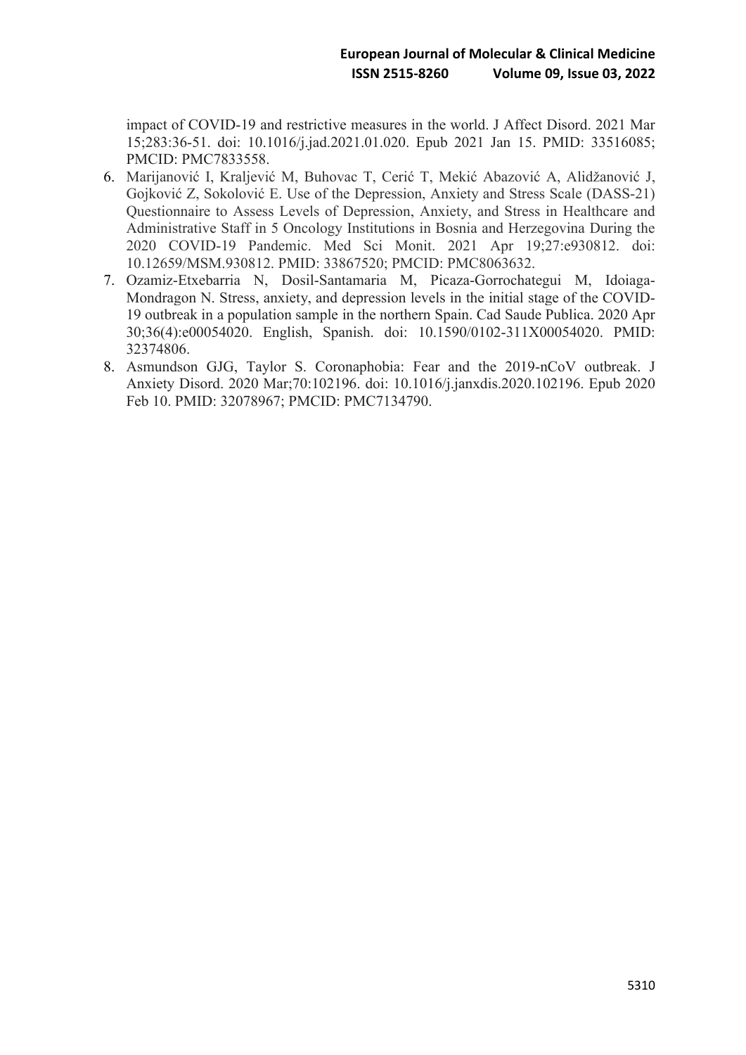impact of COVID-19 and restrictive measures in the world. J Affect Disord. 2021 Mar 15;283:36-51. doi: 10.1016/j.jad.2021.01.020. Epub 2021 Jan 15. PMID: 33516085; PMCID: PMC7833558.

6. Marijanović I, Kraljević M, Buhovac T, Cerić T, Mekić Abazović A, Alidžanović J, Gojković Z, Sokolović E. Use of the Depression, Anxiety and Stress Scale (DASS-21) Questionnaire to Assess Levels of Depression, Anxiety, and Stress in Healthcare and Administrative Staff in 5 Oncology Institutions in Bosnia and Herzegovina During the 2020 COVID-19 Pandemic. Med Sci Monit. 2021 Apr 19;27:e930812. doi: 10.12659/MSM.930812. PMID: 33867520; PMCID: PMC8063632.
7. Ozamiz-Etxebarria N, Dosil-Santamaria M, Picaza-Gorrochategui M, Idoiaga-Mondragon N. Stress, anxiety, and depression levels in the initial stage of the COVID-19 outbreak in a population sample in the northern Spain. Cad Saude Publica. 2020 Apr 30;36(4):e00054020. English, Spanish. doi: 10.1590/0102-311X00054020. PMID: 32374806.
8. Asmundson GJG, Taylor S. Coronaphobia: Fear and the 2019-nCoV outbreak. J Anxiety Disord. 2020 Mar;70:102196. doi: 10.1016/j.janxdis.2020.102196. Epub 2020 Feb 10. PMID: 32078967; PMCID: PMC7134790.